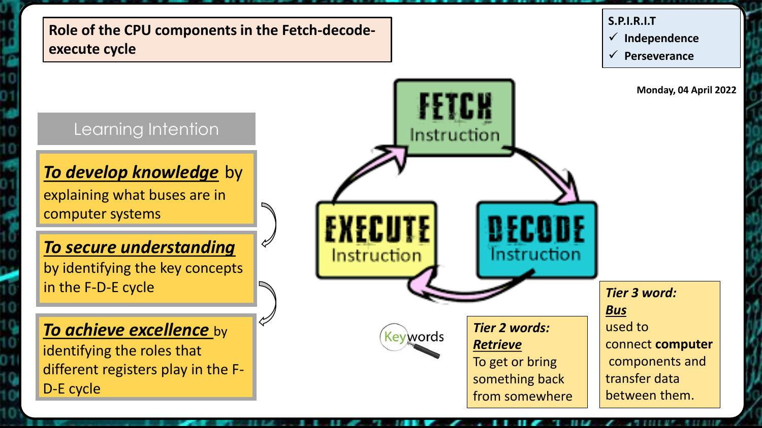# Role of the CPU components in the Fetch-decode-execute cycle

**S.P.I.R.I.T**
- ✓ **Independence**
- ✓ **Perseverance**

**Monday, 04 April 2022**

## Learning Intention

***To develop knowledge*** by explaining what buses are in computer systems

***To secure understanding*** by identifying the key concepts in the F-D-E cycle

***To achieve excellence*** by identifying the roles that different registers play in the F-D-E cycle

**FETCH** Instruction → **DECODE** Instruction → **EXECUTE** Instruction

Keywords

***Tier 2 words:***
***Retrieve***
To get or bring something back from somewhere

***Tier 3 word:***
***Bus***
used to connect **computer** components and transfer data between them.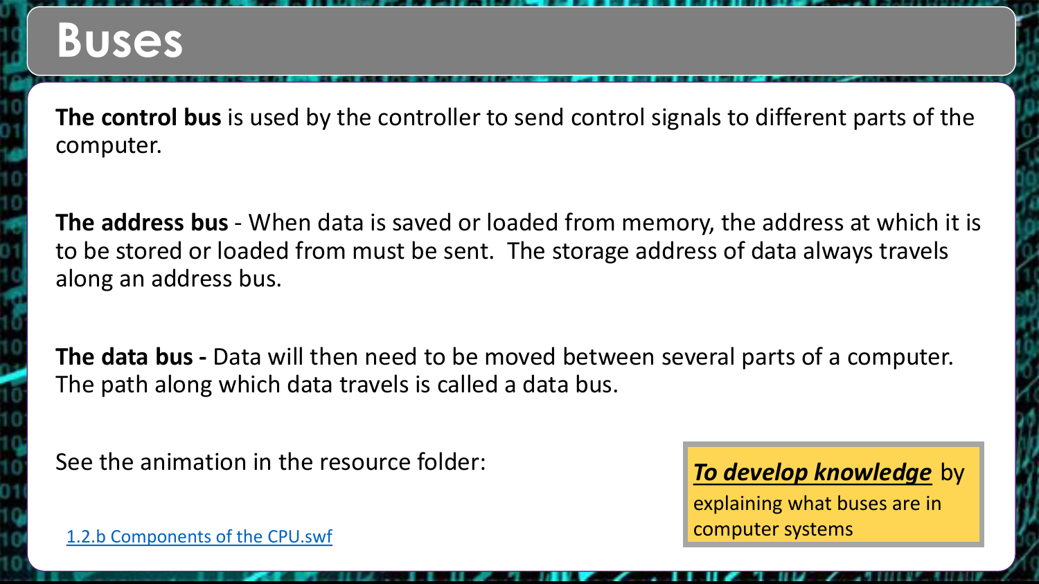# Buses

**The control bus** is used by the controller to send control signals to different parts of the computer.

**The address bus** - When data is saved or loaded from memory, the address at which it is to be stored or loaded from must be sent. The storage address of data always travels along an address bus.

**The data bus -** Data will then need to be moved between several parts of a computer. The path along which data travels is called a data bus.

See the animation in the resource folder:

1.2.b Components of the CPU.swf

***To develop knowledge*** by explaining what buses are in computer systems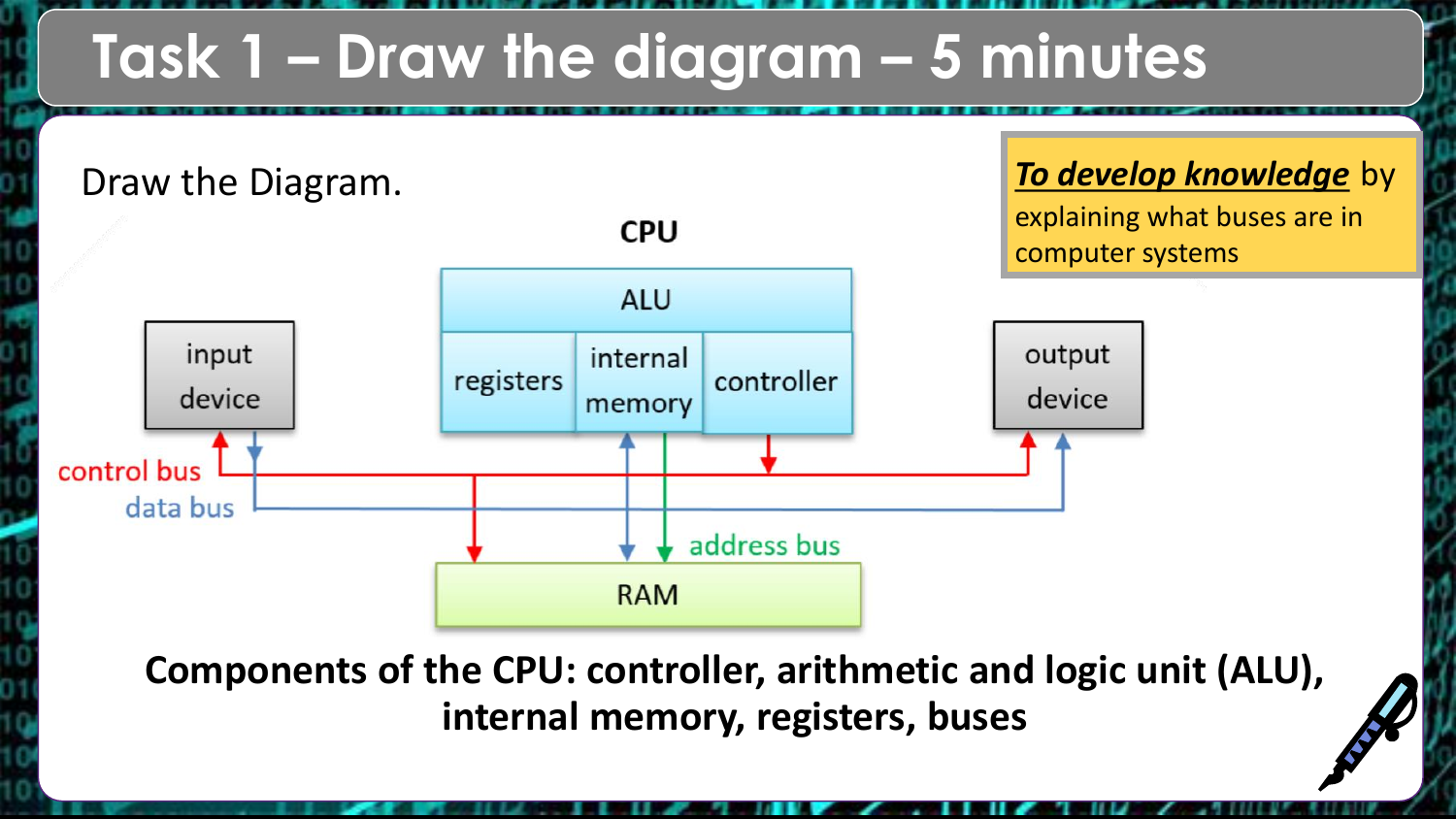# Task 1 – Draw the diagram – 5 minutes

***To develop knowledge*** by explaining what buses are in computer systems

Draw the Diagram.

CPU

ALU

registers

internal memory

controller

input device

output device

control bus

data bus

address bus

RAM

**Components of the CPU: controller, arithmetic and logic unit (ALU), internal memory, registers, buses**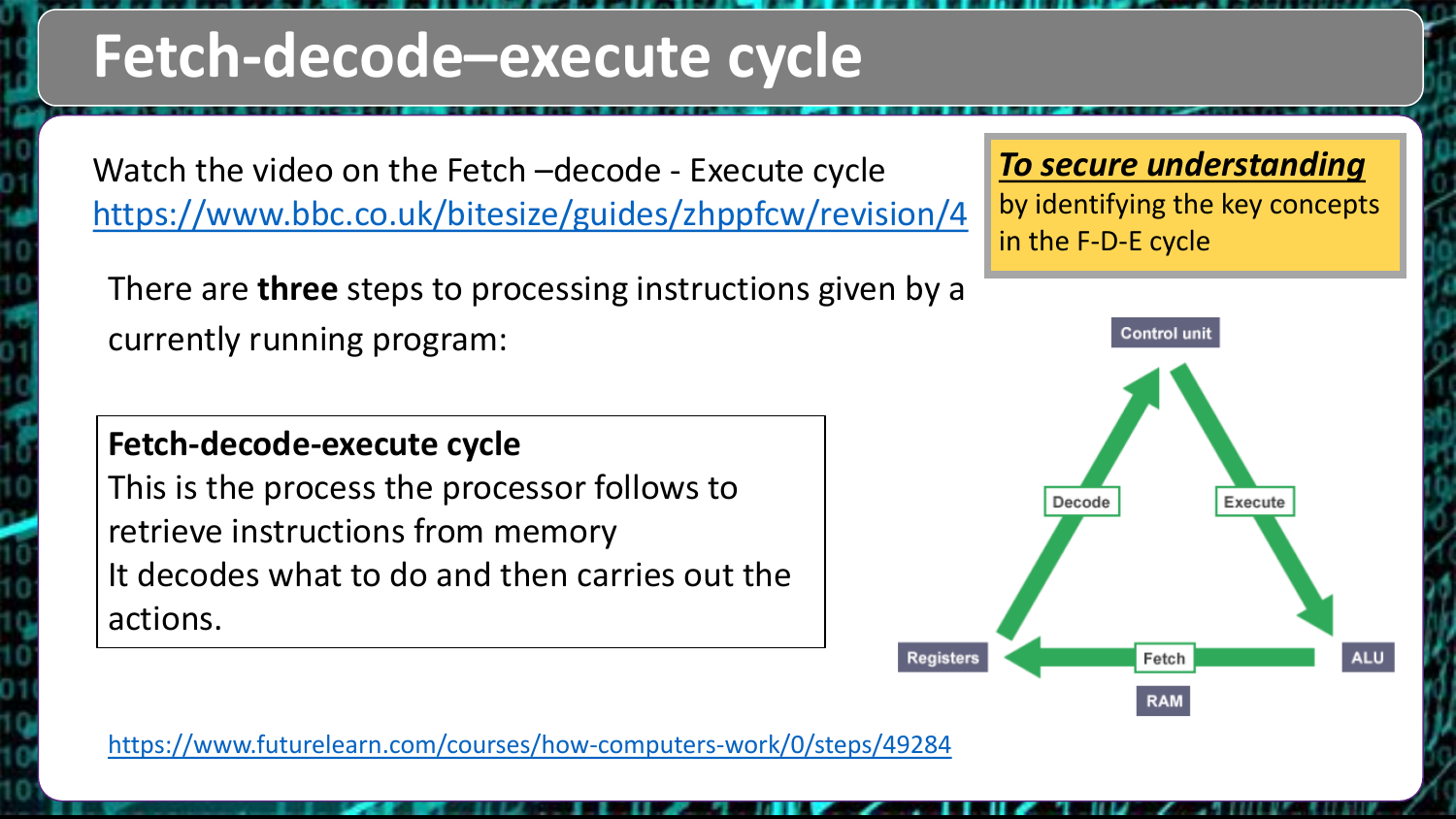# Fetch-decode–execute cycle

Watch the video on the Fetch –decode - Execute cycle
https://www.bbc.co.uk/bitesize/guides/zhppfcw/revision/4

***To secure understanding*** by identifying the key concepts in the F-D-E cycle

There are **three** steps to processing instructions given by a currently running program:

**Fetch-decode-execute cycle**
This is the process the processor follows to retrieve instructions from memory
It decodes what to do and then carries out the actions.

Control unit

Decode

Execute

Registers

Fetch

ALU

RAM

https://www.futurelearn.com/courses/how-computers-work/0/steps/49284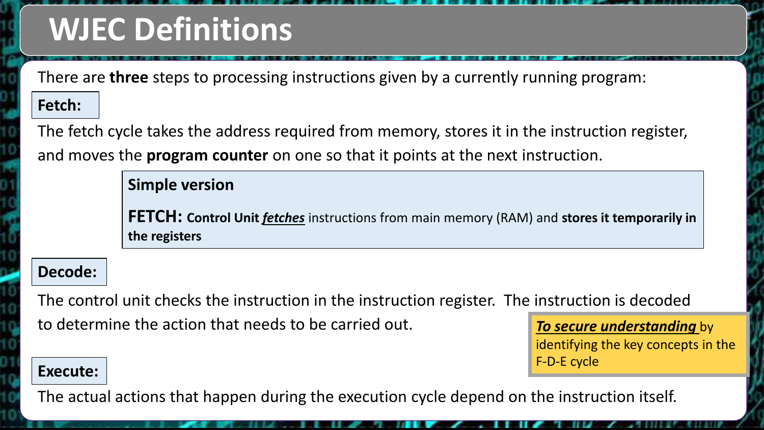# WJEC Definitions

There are **three** steps to processing instructions given by a currently running program:

**Fetch:**

The fetch cycle takes the address required from memory, stores it in the instruction register, and moves the **program counter** on one so that it points at the next instruction.

> **Simple version**
>
> **FETCH: Control Unit** ***fetches*** instructions from main memory (RAM) and **stores it temporarily in the registers**

**Decode:**

The control unit checks the instruction in the instruction register. The instruction is decoded to determine the action that needs to be carried out.

**Execute:**

The actual actions that happen during the execution cycle depend on the instruction itself.

> ***To secure understanding*** by identifying the key concepts in the F-D-E cycle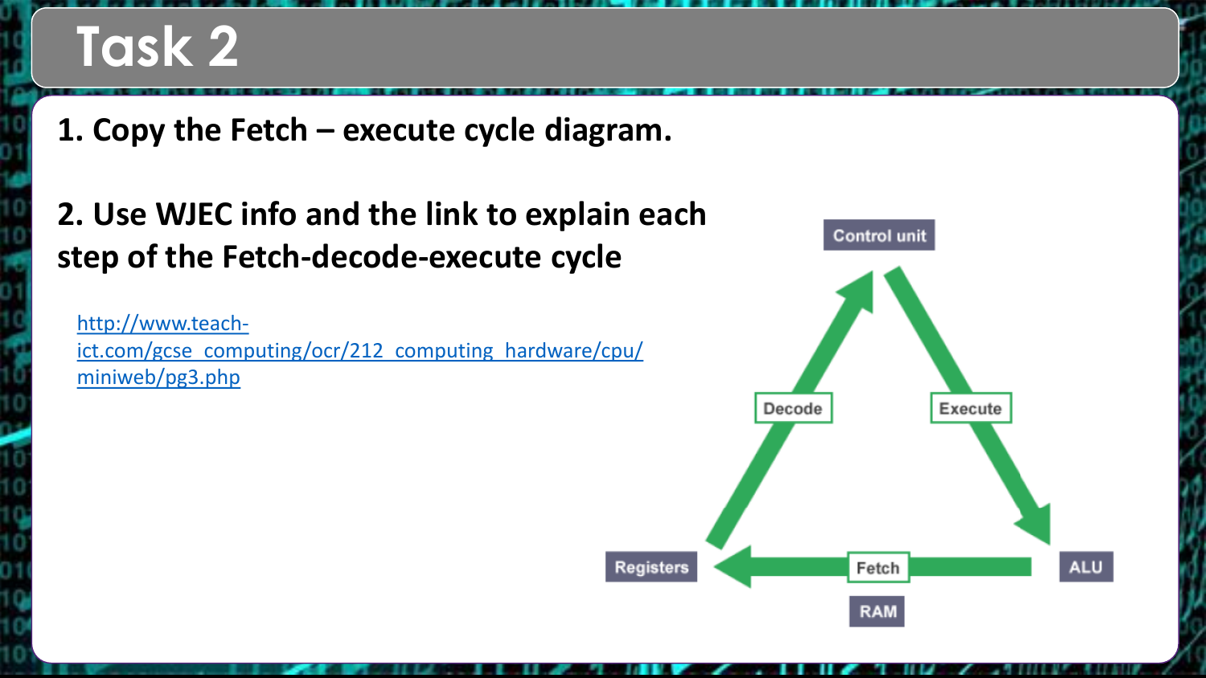# Task 2

**1. Copy the Fetch – execute cycle diagram.**

**2. Use WJEC info and the link to explain each step of the Fetch-decode-execute cycle**

http://www.teach-ict.com/gcse_computing/ocr/212_computing_hardware/cpu/miniweb/pg3.php

Control unit

Decode

Execute

Registers

Fetch

ALU

RAM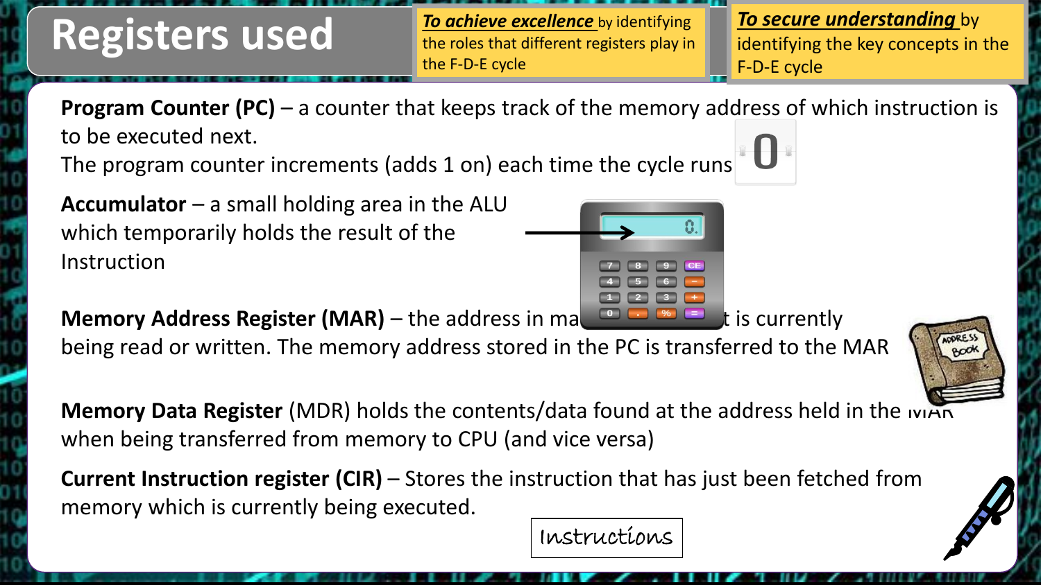# Registers used

***To achieve excellence*** by identifying the roles that different registers play in the F-D-E cycle

***To secure understanding*** by identifying the key concepts in the F-D-E cycle

**Program Counter (PC)** – a counter that keeps track of the memory address of which instruction is to be executed next.
The program counter increments (adds 1 on) each time the cycle runs

**Accumulator** – a small holding area in the ALU which temporarily holds the result of the Instruction

**Memory Address Register (MAR)** – the address in ma... t is currently being read or written. The memory address stored in the PC is transferred to the MAR

**Memory Data Register** (MDR) holds the contents/data found at the address held in the MAR when being transferred from memory to CPU (and vice versa)

**Current Instruction register (CIR)** – Stores the instruction that has just been fetched from memory which is currently being executed.

Instructions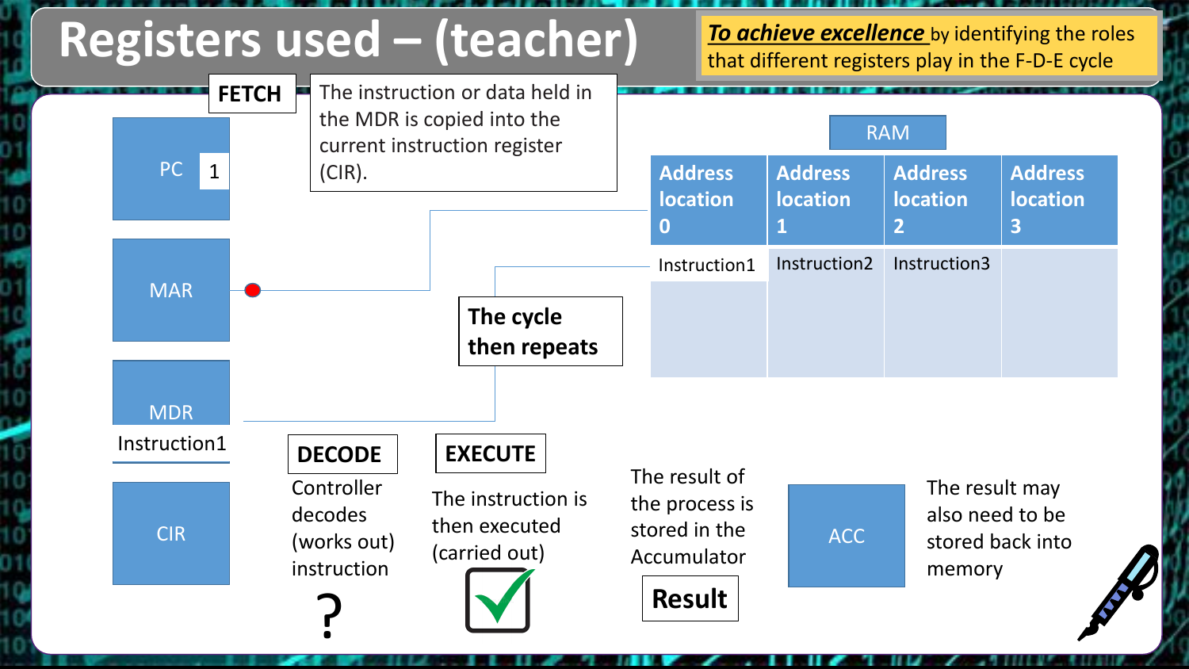# Registers used – (teacher)

***To achieve excellence*** by identifying the roles that different registers play in the F-D-E cycle

**FETCH**

The instruction or data held in the MDR is copied into the current instruction register (CIR).

PC 1

MAR

MDR

Instruction1

CIR

RAM

| Address location 0 | Address location 1 | Address location 2 | Address location 3 |
|---|---|---|---|
| Instruction1 | Instruction2 | Instruction3 | |

**The cycle then repeats**

**DECODE**

Controller decodes (works out) instruction

?

**EXECUTE**

The instruction is then executed (carried out)

The result of the process is stored in the Accumulator

**Result**

ACC

The result may also need to be stored back into memory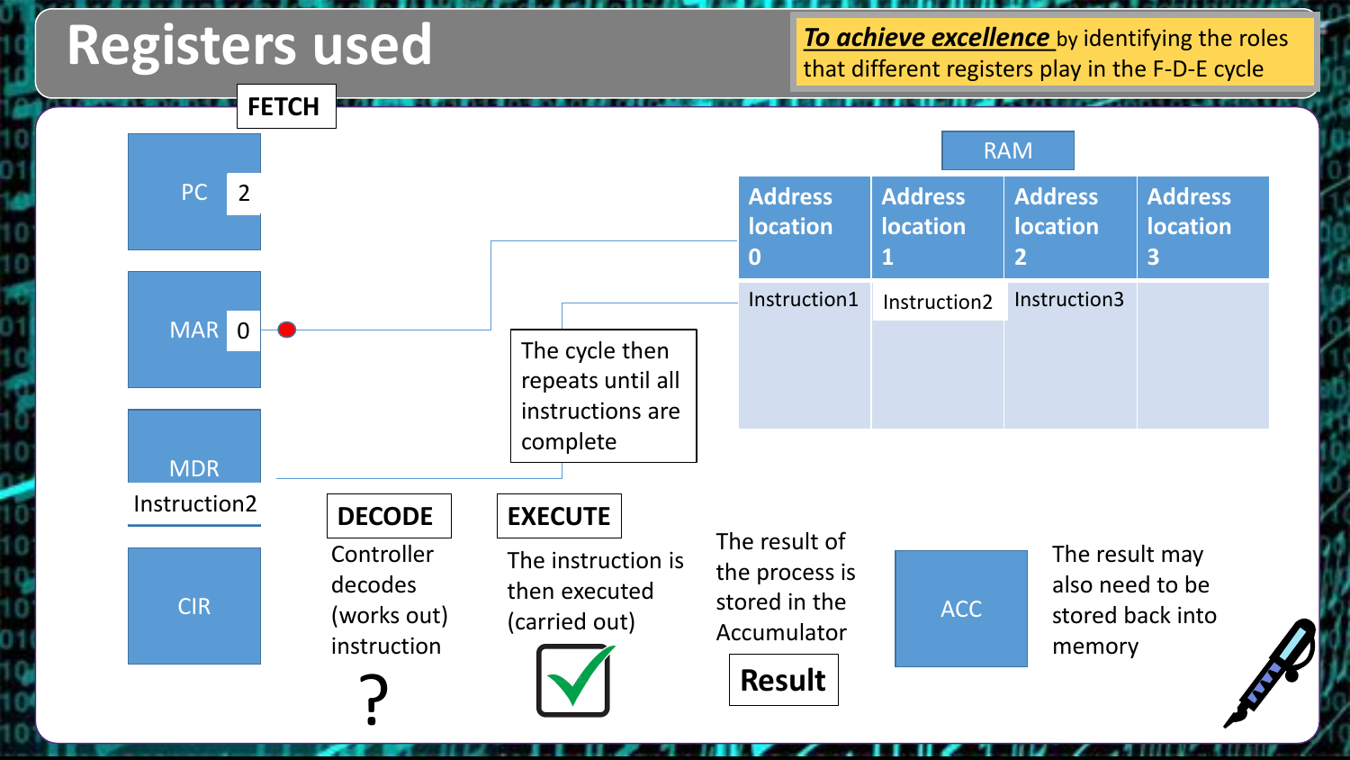# Registers used

***To achieve excellence*** by identifying the roles that different registers play in the F-D-E cycle

**FETCH**

PC 2

MAR 0

MDR

Instruction2

CIR

RAM

| Address location 0 | Address location 1 | Address location 2 | Address location 3 |
|---|---|---|---|
| Instruction1 | Instruction2 | Instruction3 | |

The cycle then repeats until all instructions are complete

**DECODE**

Controller decodes (works out) instruction

?

**EXECUTE**

The instruction is then executed (carried out)

The result of the process is stored in the Accumulator

**Result**

ACC

The result may also need to be stored back into memory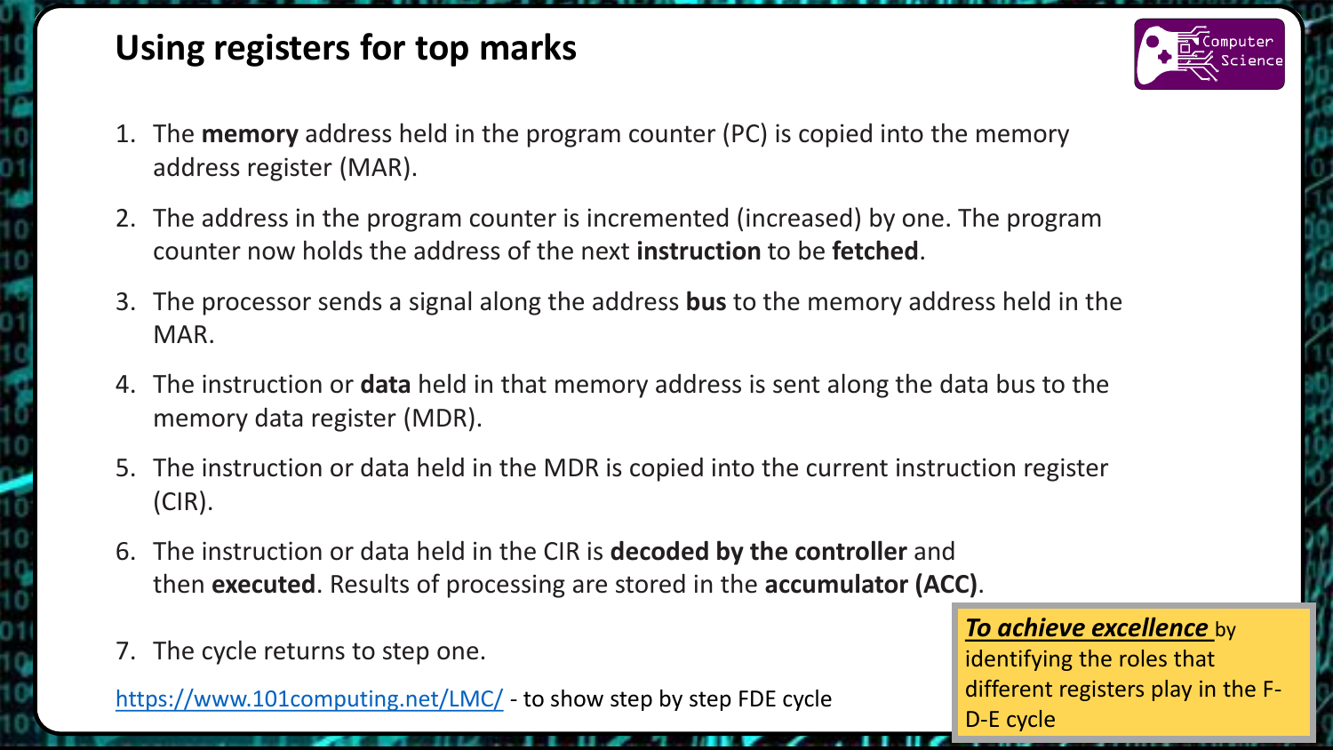# Using registers for top marks

1. The **memory** address held in the program counter (PC) is copied into the memory address register (MAR).
2. The address in the program counter is incremented (increased) by one. The program counter now holds the address of the next **instruction** to be **fetched**.
3. The processor sends a signal along the address **bus** to the memory address held in the MAR.
4. The instruction or **data** held in that memory address is sent along the data bus to the memory data register (MDR).
5. The instruction or data held in the MDR is copied into the current instruction register (CIR).
6. The instruction or data held in the CIR is **decoded by the controller** and then **executed**. Results of processing are stored in the **accumulator (ACC)**.
7. The cycle returns to step one.

https://www.101computing.net/LMC/ - to show step by step FDE cycle

***To achieve excellence*** by identifying the roles that different registers play in the F-D-E cycle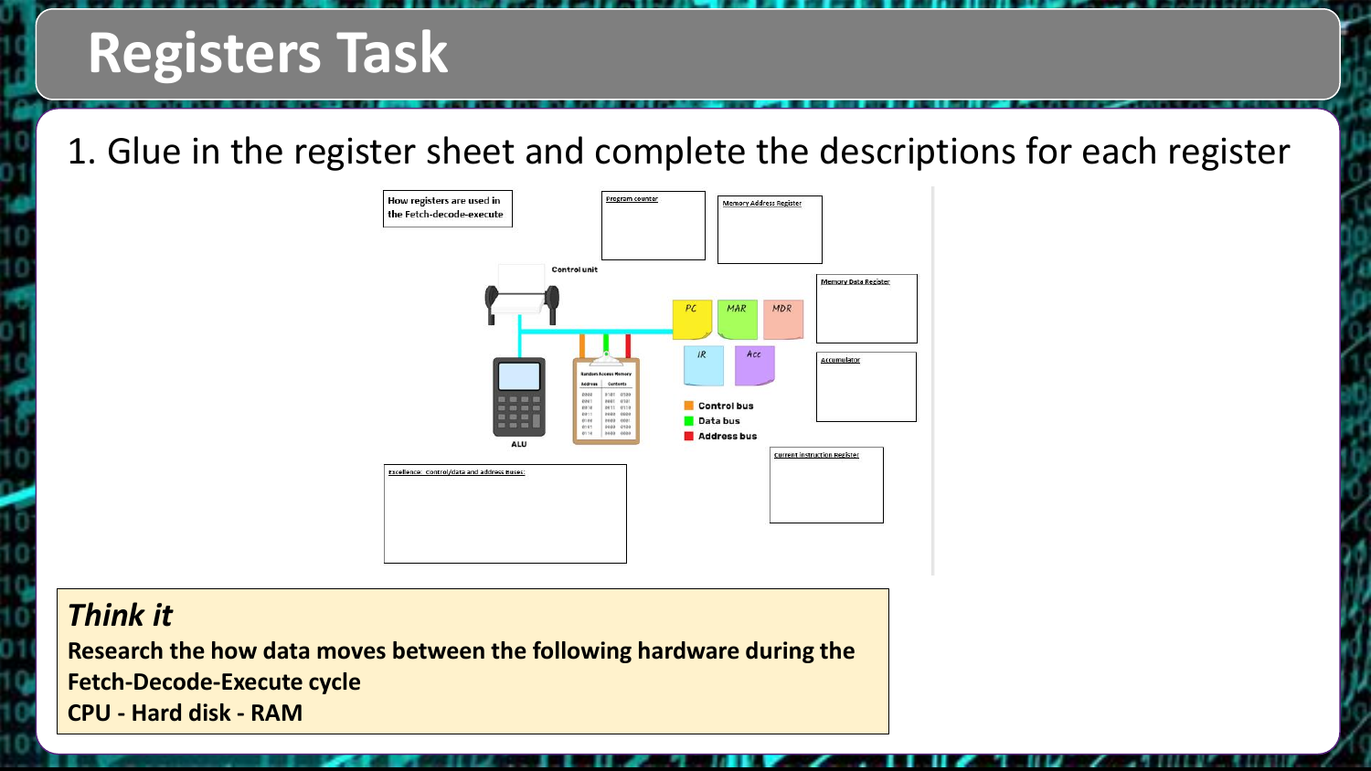# Registers Task

1. Glue in the register sheet and complete the descriptions for each register

How registers are used in the Fetch-decode-execute

Program counter

Memory Address Register

Control unit

Memory Data Register

PC

MAR

MDR

IR

Acc

Accumulator

Random Access Memory

Address

Contents

Control bus

Data bus

Address bus

ALU

Excellence: control/data and address buses:

Current instruction Register

***Think it***

**Research the how data moves between the following hardware during the Fetch-Decode-Execute cycle**

**CPU - Hard disk - RAM**